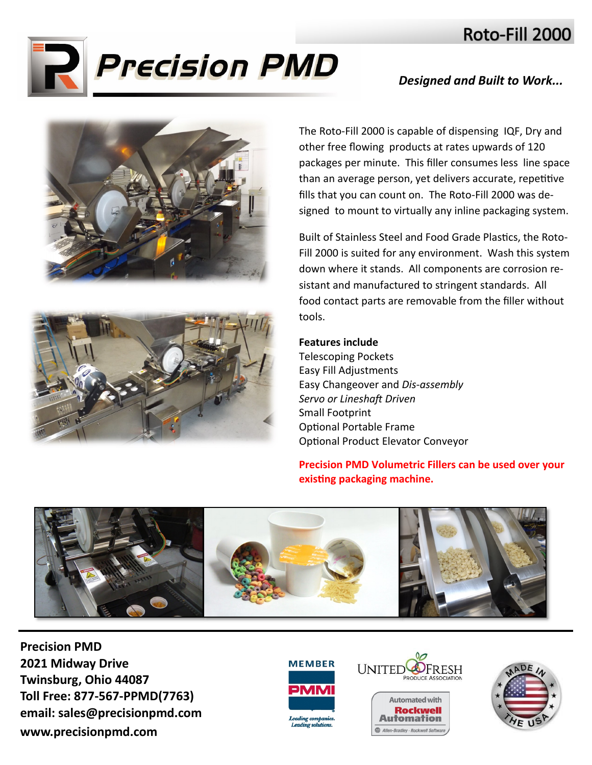# Roto-Fill 2000

## Precision PMD

*Designed and Built to Work...*

The Roto-Fill 2000 is capable of dispensing IQF, Dry and other free flowing products at rates upwards of 120 packages per minute. This filler consumes less line space than an average person, yet delivers accurate, repetitive fills that you can count on. The Roto-Fill 2000 was designed to mount to virtually any inline packaging system.

Built of Stainless Steel and Food Grade Plastics, the Roto-Fill 2000 is suited for any environment. Wash this system down where it stands. All components are corrosion resistant and manufactured to stringent standards. All food contact parts are removable from the filler without tools.

**Features include**

Telescoping Pockets
Easy Fill Adjustments
Easy Changeover and *Dis-assembly*
*Servo or Lineshaft Driven*
Small Footprint
Optional Portable Frame
Optional Product Elevator Conveyor

**Precision PMD Volumetric Fillers can be used over your existing packaging machine.**

**Precision PMD**
**2021 Midway Drive**
**Twinsburg, Ohio 44087**
**Toll Free: 877-567-PPMD(7763)**
**email: sales@precisionpmd.com**
**www.precisionpmd.com**

MEMBER PMMI — Leading companies. Leading solutions.

UNITED FRESH PRODUCE ASSOCIATION

Automated with Rockwell Automation — Allen-Bradley · Rockwell Software

MADE IN THE USA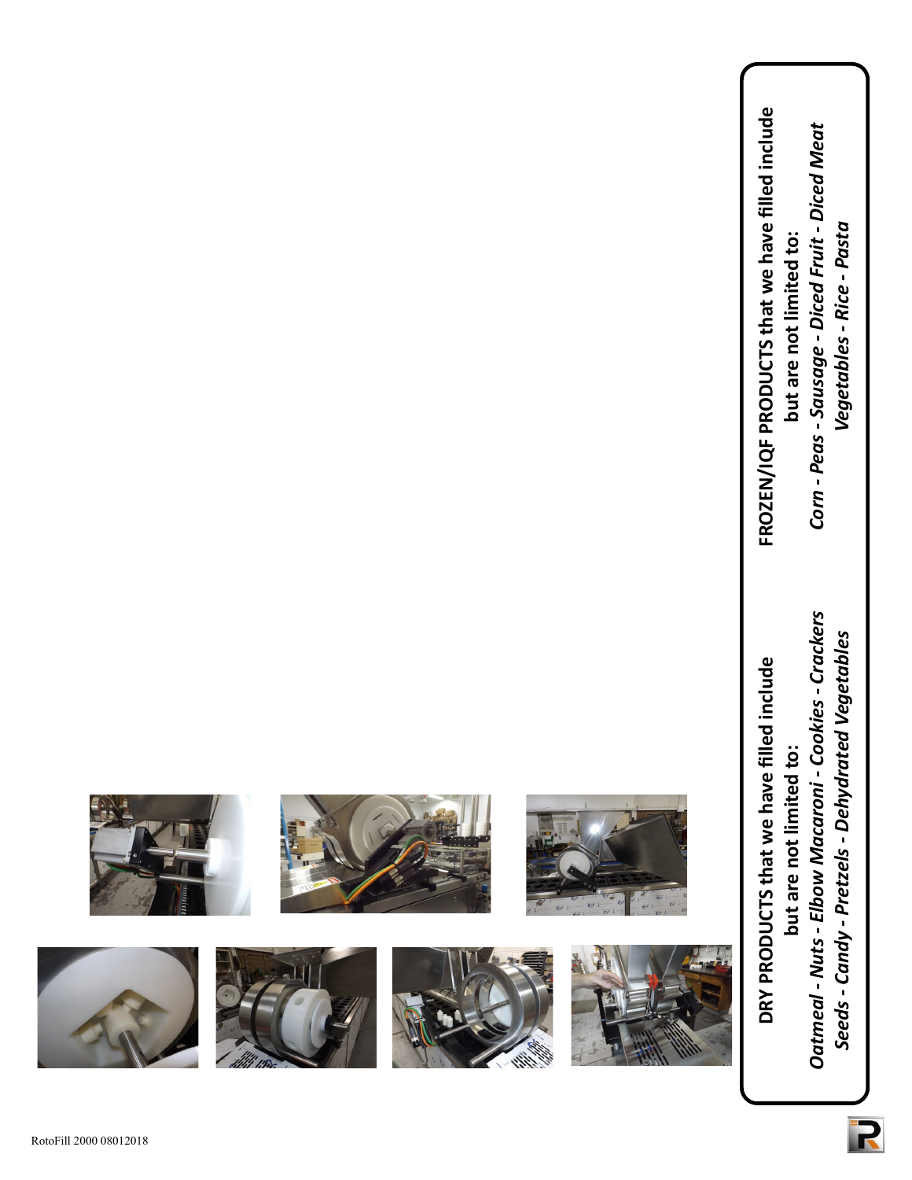**DRY PRODUCTS that we have filled include but are not limited to:**

*Oatmeal - Nuts - Elbow Macaroni - Cookies - Crackers Seeds - Candy - Pretzels - Dehydrated Vegetables*

**FROZEN/IQF PRODUCTS that we have filled include but are not limited to:**

*Corn - Peas - Sausage - Diced Fruit - Diced Meat Vegetables - Rice - Pasta*

RotoFill 2000 08012018